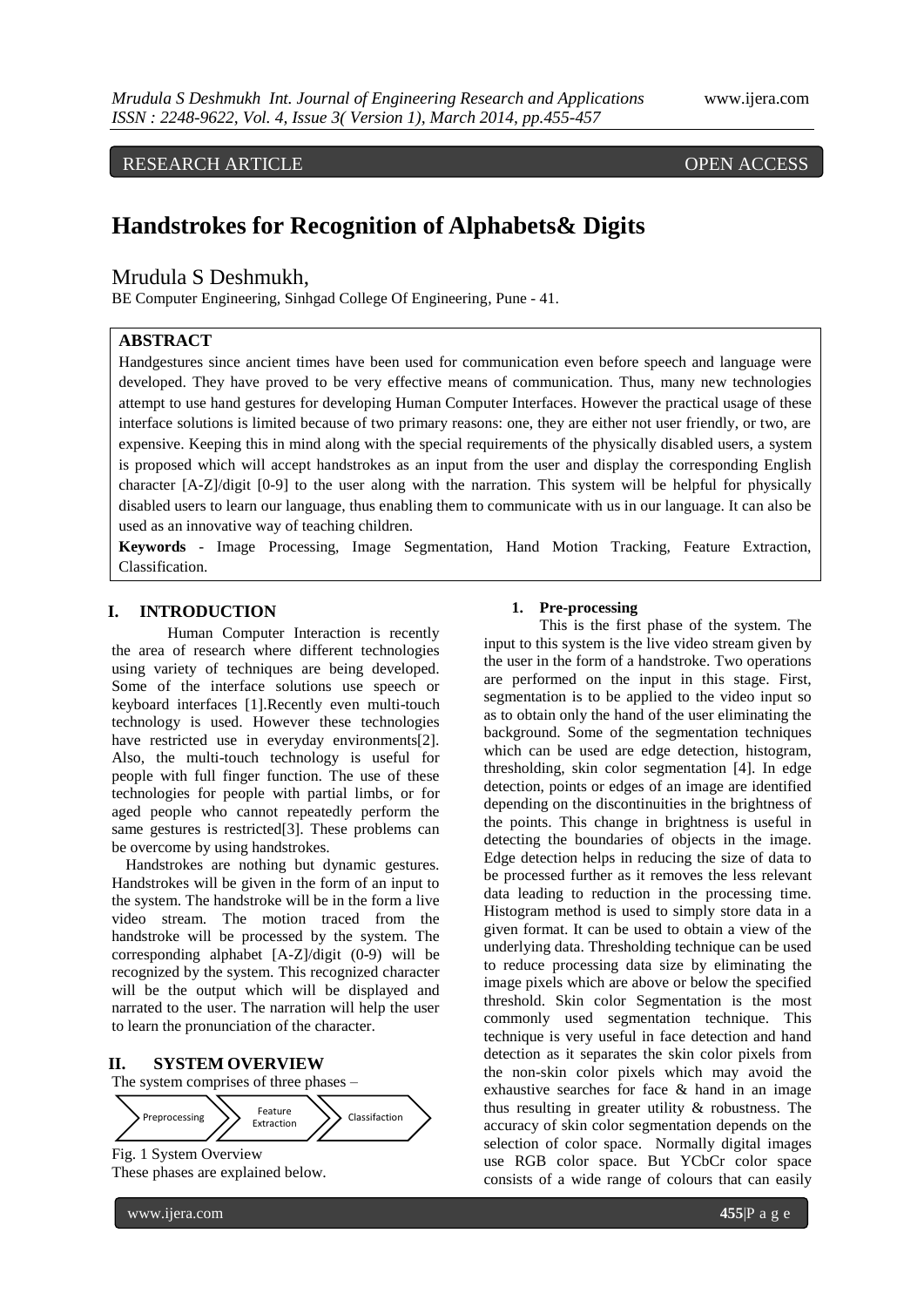RESEARCH ARTICLE OPEN ACCESS

# Handstrokes for Recognition of Alphabets& Digits

Mrudula S Deshmukh,

BE Computer Engineering, Sinhgad College Of Engineering, Pune - 41.

## ABSTRACT

Handgestures since ancient times have been used for communication even before speech and language were developed. They have proved to be very effective means of communication. Thus, many new technologies attempt to use hand gestures for developing Human Computer Interfaces. However the practical usage of these interface solutions is limited because of two primary reasons: one, they are either not user friendly, or two, are expensive. Keeping this in mind along with the special requirements of the physically disabled users, a system is proposed which will accept handstrokes as an input from the user and display the corresponding English character [A-Z]/digit [0-9] to the user along with the narration. This system will be helpful for physically disabled users to learn our language, thus enabling them to communicate with us in our language. It can also be used as an innovative way of teaching children.

**Keywords** - Image Processing, Image Segmentation, Hand Motion Tracking, Feature Extraction, Classification.

## I. INTRODUCTION

Human Computer Interaction is recently the area of research where different technologies using variety of techniques are being developed. Some of the interface solutions use speech or keyboard interfaces [1].Recently even multi-touch technology is used. However these technologies have restricted use in everyday environments[2]. Also, the multi-touch technology is useful for people with full finger function. The use of these technologies for people with partial limbs, or for aged people who cannot repeatedly perform the same gestures is restricted[3]. These problems can be overcome by using handstrokes.

Handstrokes are nothing but dynamic gestures. Handstrokes will be given in the form of an input to the system. The handstroke will be in the form a live video stream. The motion traced from the handstroke will be processed by the system. The corresponding alphabet [A-Z]/digit (0-9) will be recognized by the system. This recognized character will be the output which will be displayed and narrated to the user. The narration will help the user to learn the pronunciation of the character.

## II. SYSTEM OVERVIEW

The system comprises of three phases –

Preprocessing → Feature Extraction → Classifaction

Fig. 1 System Overview

These phases are explained below.

### 1. Pre-processing

This is the first phase of the system. The input to this system is the live video stream given by the user in the form of a handstroke. Two operations are performed on the input in this stage. First, segmentation is to be applied to the video input so as to obtain only the hand of the user eliminating the background. Some of the segmentation techniques which can be used are edge detection, histogram, thresholding, skin color segmentation [4]. In edge detection, points or edges of an image are identified depending on the discontinuities in the brightness of the points. This change in brightness is useful in detecting the boundaries of objects in the image. Edge detection helps in reducing the size of data to be processed further as it removes the less relevant data leading to reduction in the processing time. Histogram method is used to simply store data in a given format. It can be used to obtain a view of the underlying data. Thresholding technique can be used to reduce processing data size by eliminating the image pixels which are above or below the specified threshold. Skin color Segmentation is the most commonly used segmentation technique. This technique is very useful in face detection and hand detection as it separates the skin color pixels from the non-skin color pixels which may avoid the exhaustive searches for face & hand in an image thus resulting in greater utility & robustness. The accuracy of skin color segmentation depends on the selection of color space. Normally digital images use RGB color space. But YCbCr color space consists of a wide range of colours that can easily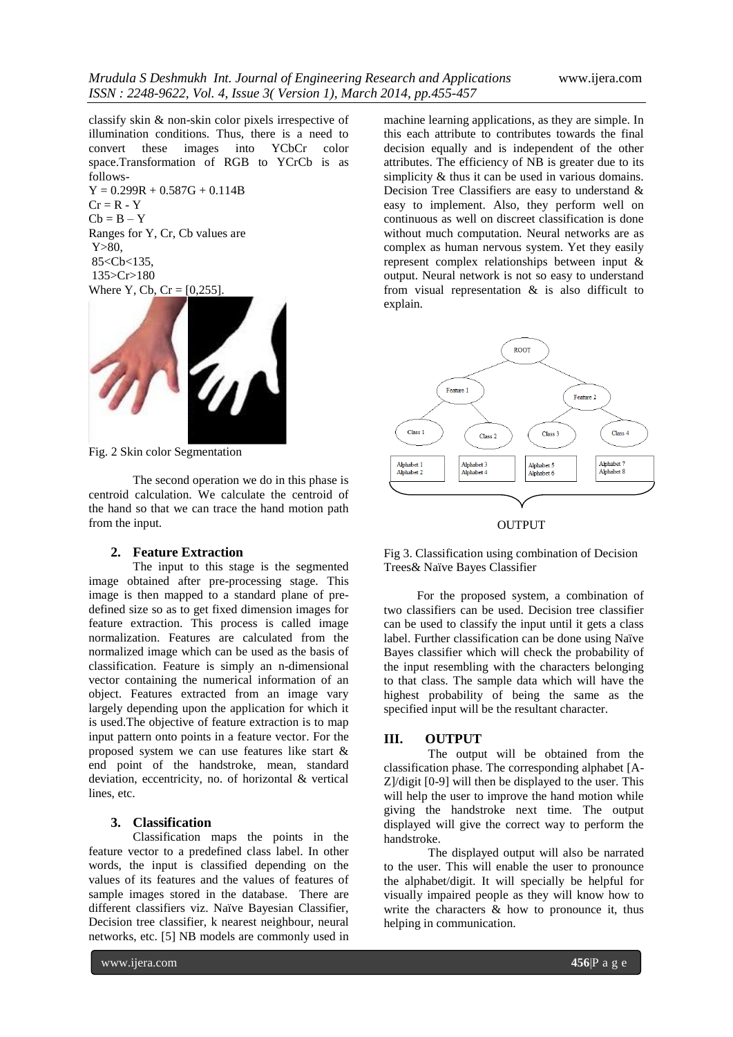classify skin & non-skin color pixels irrespective of illumination conditions. Thus, there is a need to convert these images into YCbCr color space.Transformation of RGB to YCrCb is as follows-

$Y = 0.299R + 0.587G + 0.114B$

$Cr = R - Y$

$Cb = B - Y$

Ranges for Y, Cr, Cb values are

$Y>80$,

$85<Cb<135$,

$135>Cr>180$

Where Y, Cb, Cr = [0,255].

Fig. 2 Skin color Segmentation

The second operation we do in this phase is centroid calculation. We calculate the centroid of the hand so that we can trace the hand motion path from the input.

### 2. Feature Extraction

The input to this stage is the segmented image obtained after pre-processing stage. This image is then mapped to a standard plane of pre-defined size so as to get fixed dimension images for feature extraction. This process is called image normalization. Features are calculated from the normalized image which can be used as the basis of classification. Feature is simply an n-dimensional vector containing the numerical information of an object. Features extracted from an image vary largely depending upon the application for which it is used.The objective of feature extraction is to map input pattern onto points in a feature vector. For the proposed system we can use features like start & end point of the handstroke, mean, standard deviation, eccentricity, no. of horizontal & vertical lines, etc.

### 3. Classification

Classification maps the points in the feature vector to a predefined class label. In other words, the input is classified depending on the values of its features and the values of features of sample images stored in the database. There are different classifiers viz. Naïve Bayesian Classifier, Decision tree classifier, k nearest neighbour, neural networks, etc. [5] NB models are commonly used in machine learning applications, as they are simple. In this each attribute to contributes towards the final decision equally and is independent of the other attributes. The efficiency of NB is greater due to its simplicity & thus it can be used in various domains. Decision Tree Classifiers are easy to understand & easy to implement. Also, they perform well on continuous as well on discreet classification is done without much computation. Neural networks are as complex as human nervous system. Yet they easily represent complex relationships between input & output. Neural network is not so easy to understand from visual representation & is also difficult to explain.

Fig 3. Classification using combination of Decision Trees& Naïve Bayes Classifier

For the proposed system, a combination of two classifiers can be used. Decision tree classifier can be used to classify the input until it gets a class label. Further classification can be done using Naïve Bayes classifier which will check the probability of the input resembling with the characters belonging to that class. The sample data which will have the highest probability of being the same as the specified input will be the resultant character.

## III. OUTPUT

The output will be obtained from the classification phase. The corresponding alphabet [A-Z]/digit [0-9] will then be displayed to the user. This will help the user to improve the hand motion while giving the handstroke next time. The output displayed will give the correct way to perform the handstroke.

The displayed output will also be narrated to the user. This will enable the user to pronounce the alphabet/digit. It will specially be helpful for visually impaired people as they will know how to write the characters & how to pronounce it, thus helping in communication.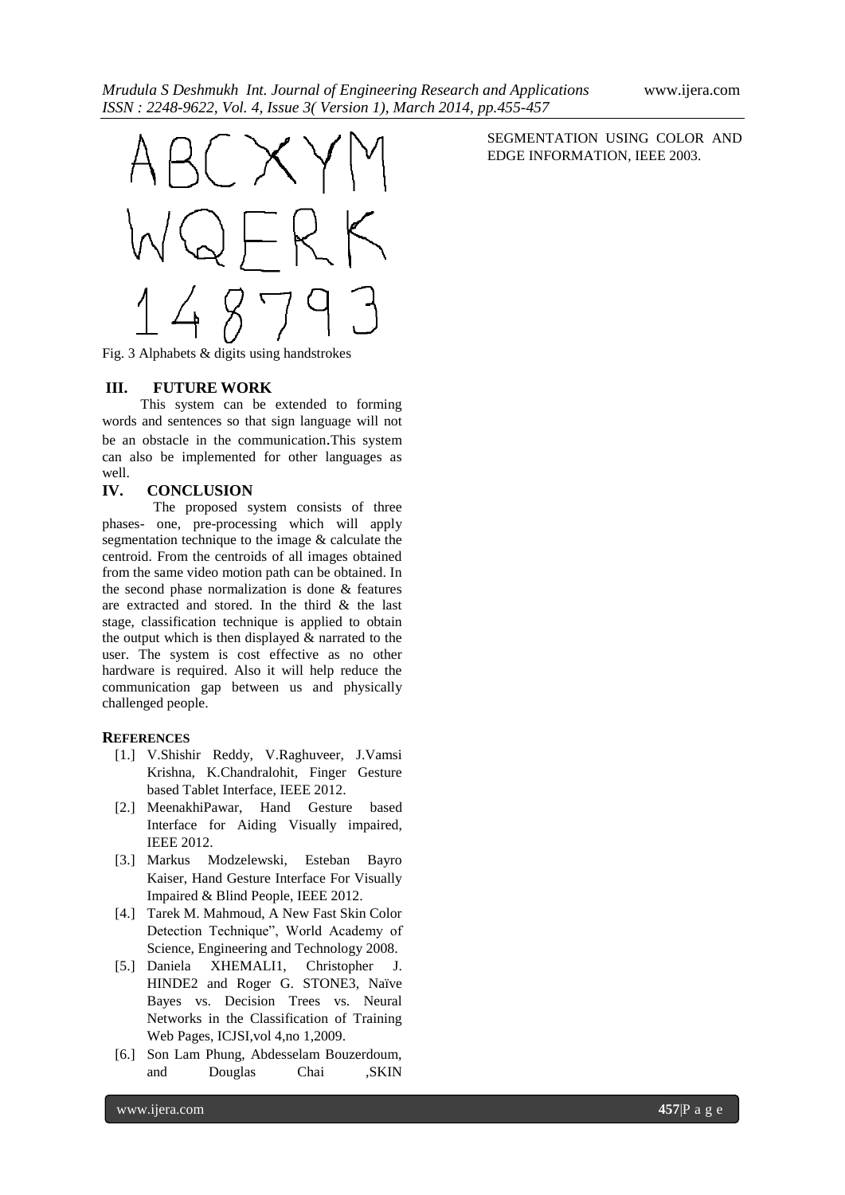Fig. 3 Alphabets & digits using handstrokes

## III. FUTURE WORK

This system can be extended to forming words and sentences so that sign language will not be an obstacle in the communication.This system can also be implemented for other languages as well.

## IV. CONCLUSION

The proposed system consists of three phases- one, pre-processing which will apply segmentation technique to the image & calculate the centroid. From the centroids of all images obtained from the same video motion path can be obtained. In the second phase normalization is done & features are extracted and stored. In the third & the last stage, classification technique is applied to obtain the output which is then displayed & narrated to the user. The system is cost effective as no other hardware is required. Also it will help reduce the communication gap between us and physically challenged people.

## REFERENCES

[1.] V.Shishir Reddy, V.Raghuveer, J.Vamsi Krishna, K.Chandralohit, Finger Gesture based Tablet Interface, IEEE 2012.

[2.] MeenakhiPawar, Hand Gesture based Interface for Aiding Visually impaired, IEEE 2012.

[3.] Markus Modzelewski, Esteban Bayro Kaiser, Hand Gesture Interface For Visually Impaired & Blind People, IEEE 2012.

[4.] Tarek M. Mahmoud, A New Fast Skin Color Detection Technique", World Academy of Science, Engineering and Technology 2008.

[5.] Daniela XHEMALI1, Christopher J. HINDE2 and Roger G. STONE3, Naïve Bayes vs. Decision Trees vs. Neural Networks in the Classification of Training Web Pages, ICJSI,vol 4,no 1,2009.

[6.] Son Lam Phung, Abdesselam Bouzerdoum, and Douglas Chai ,SKIN SEGMENTATION USING COLOR AND EDGE INFORMATION, IEEE 2003.